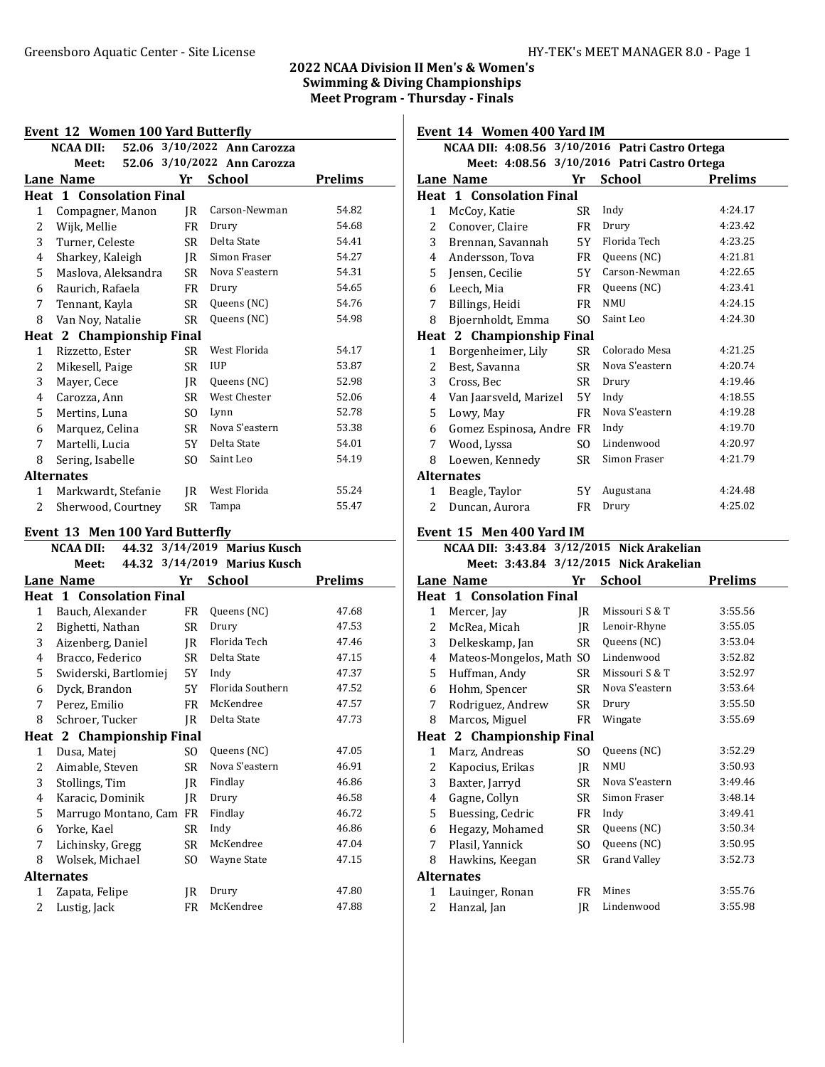# 2022 NCAA Division II Men's & Women's Swimming & Diving Championships

## Meet Program - Thursday - Finals

### Event 12 Women 100 Yard Butterfly

**NCAA DII: 52.06 3/10/2022 Ann Carozza**
**Meet: 52.06 3/10/2022 Ann Carozza**

| Lane | Name | Yr | School | Prelims |
|---|---|---|---|---|
| **Heat 1 Consolation Final** | | | | |
| 1 | Compagner, Manon | JR | Carson-Newman | 54.82 |
| 2 | Wijk, Mellie | FR | Drury | 54.68 |
| 3 | Turner, Celeste | SR | Delta State | 54.41 |
| 4 | Sharkey, Kaleigh | JR | Simon Fraser | 54.27 |
| 5 | Maslova, Aleksandra | SR | Nova S'eastern | 54.31 |
| 6 | Raurich, Rafaela | FR | Drury | 54.65 |
| 7 | Tennant, Kayla | SR | Queens (NC) | 54.76 |
| 8 | Van Noy, Natalie | SR | Queens (NC) | 54.98 |
| **Heat 2 Championship Final** | | | | |
| 1 | Rizzetto, Ester | SR | West Florida | 54.17 |
| 2 | Mikesell, Paige | SR | IUP | 53.87 |
| 3 | Mayer, Cece | JR | Queens (NC) | 52.98 |
| 4 | Carozza, Ann | SR | West Chester | 52.06 |
| 5 | Mertins, Luna | SO | Lynn | 52.78 |
| 6 | Marquez, Celina | SR | Nova S'eastern | 53.38 |
| 7 | Martelli, Lucia | 5Y | Delta State | 54.01 |
| 8 | Sering, Isabelle | SO | Saint Leo | 54.19 |
| **Alternates** | | | | |
| 1 | Markwardt, Stefanie | JR | West Florida | 55.24 |
| 2 | Sherwood, Courtney | SR | Tampa | 55.47 |

### Event 13 Men 100 Yard Butterfly

**NCAA DII: 44.32 3/14/2019 Marius Kusch**
**Meet: 44.32 3/14/2019 Marius Kusch**

| Lane | Name | Yr | School | Prelims |
|---|---|---|---|---|
| **Heat 1 Consolation Final** | | | | |
| 1 | Bauch, Alexander | FR | Queens (NC) | 47.68 |
| 2 | Bighetti, Nathan | SR | Drury | 47.53 |
| 3 | Aizenberg, Daniel | JR | Florida Tech | 47.46 |
| 4 | Bracco, Federico | SR | Delta State | 47.15 |
| 5 | Swiderski, Bartlomiej | 5Y | Indy | 47.37 |
| 6 | Dyck, Brandon | 5Y | Florida Southern | 47.52 |
| 7 | Perez, Emilio | FR | McKendree | 47.57 |
| 8 | Schroer, Tucker | JR | Delta State | 47.73 |
| **Heat 2 Championship Final** | | | | |
| 1 | Dusa, Matej | SO | Queens (NC) | 47.05 |
| 2 | Aimable, Steven | SR | Nova S'eastern | 46.91 |
| 3 | Stollings, Tim | JR | Findlay | 46.86 |
| 4 | Karacic, Dominik | JR | Drury | 46.58 |
| 5 | Marrugo Montano, Cam | FR | Findlay | 46.72 |
| 6 | Yorke, Kael | SR | Indy | 46.86 |
| 7 | Lichinsky, Gregg | SR | McKendree | 47.04 |
| 8 | Wolsek, Michael | SO | Wayne State | 47.15 |
| **Alternates** | | | | |
| 1 | Zapata, Felipe | JR | Drury | 47.80 |
| 2 | Lustig, Jack | FR | McKendree | 47.88 |

### Event 14 Women 400 Yard IM

**NCAA DII: 4:08.56 3/10/2016 Patri Castro Ortega**
**Meet: 4:08.56 3/10/2016 Patri Castro Ortega**

| Lane | Name | Yr | School | Prelims |
|---|---|---|---|---|
| **Heat 1 Consolation Final** | | | | |
| 1 | McCoy, Katie | SR | Indy | 4:24.17 |
| 2 | Conover, Claire | FR | Drury | 4:23.42 |
| 3 | Brennan, Savannah | 5Y | Florida Tech | 4:23.25 |
| 4 | Andersson, Tova | FR | Queens (NC) | 4:21.81 |
| 5 | Jensen, Cecilie | 5Y | Carson-Newman | 4:22.65 |
| 6 | Leech, Mia | FR | Queens (NC) | 4:23.41 |
| 7 | Billings, Heidi | FR | NMU | 4:24.15 |
| 8 | Bjoernholdt, Emma | SO | Saint Leo | 4:24.30 |
| **Heat 2 Championship Final** | | | | |
| 1 | Borgenheimer, Lily | SR | Colorado Mesa | 4:21.25 |
| 2 | Best, Savanna | SR | Nova S'eastern | 4:20.74 |
| 3 | Cross, Bec | SR | Drury | 4:19.46 |
| 4 | Van Jaarsveld, Marizel | 5Y | Indy | 4:18.55 |
| 5 | Lowy, May | FR | Nova S'eastern | 4:19.28 |
| 6 | Gomez Espinosa, Andre | FR | Indy | 4:19.70 |
| 7 | Wood, Lyssa | SO | Lindenwood | 4:20.97 |
| 8 | Loewen, Kennedy | SR | Simon Fraser | 4:21.79 |
| **Alternates** | | | | |
| 1 | Beagle, Taylor | 5Y | Augustana | 4:24.48 |
| 2 | Duncan, Aurora | FR | Drury | 4:25.02 |

### Event 15 Men 400 Yard IM

**NCAA DII: 3:43.84 3/12/2015 Nick Arakelian**
**Meet: 3:43.84 3/12/2015 Nick Arakelian**

| Lane | Name | Yr | School | Prelims |
|---|---|---|---|---|
| **Heat 1 Consolation Final** | | | | |
| 1 | Mercer, Jay | JR | Missouri S & T | 3:55.56 |
| 2 | McRea, Micah | JR | Lenoir-Rhyne | 3:55.05 |
| 3 | Delkeskamp, Jan | SR | Queens (NC) | 3:53.04 |
| 4 | Mateos-Mongelos, Math | SO | Lindenwood | 3:52.82 |
| 5 | Huffman, Andy | SR | Missouri S & T | 3:52.97 |
| 6 | Hohm, Spencer | SR | Nova S'eastern | 3:53.64 |
| 7 | Rodriguez, Andrew | SR | Drury | 3:55.50 |
| 8 | Marcos, Miguel | FR | Wingate | 3:55.69 |
| **Heat 2 Championship Final** | | | | |
| 1 | Marz, Andreas | SO | Queens (NC) | 3:52.29 |
| 2 | Kapocius, Erikas | JR | NMU | 3:50.93 |
| 3 | Baxter, Jarryd | SR | Nova S'eastern | 3:49.46 |
| 4 | Gagne, Collyn | SR | Simon Fraser | 3:48.14 |
| 5 | Buessing, Cedric | FR | Indy | 3:49.41 |
| 6 | Hegazy, Mohamed | SR | Queens (NC) | 3:50.34 |
| 7 | Plasil, Yannick | SO | Queens (NC) | 3:50.95 |
| 8 | Hawkins, Keegan | SR | Grand Valley | 3:52.73 |
| **Alternates** | | | | |
| 1 | Lauinger, Ronan | FR | Mines | 3:55.76 |
| 2 | Hanzal, Jan | JR | Lindenwood | 3:55.98 |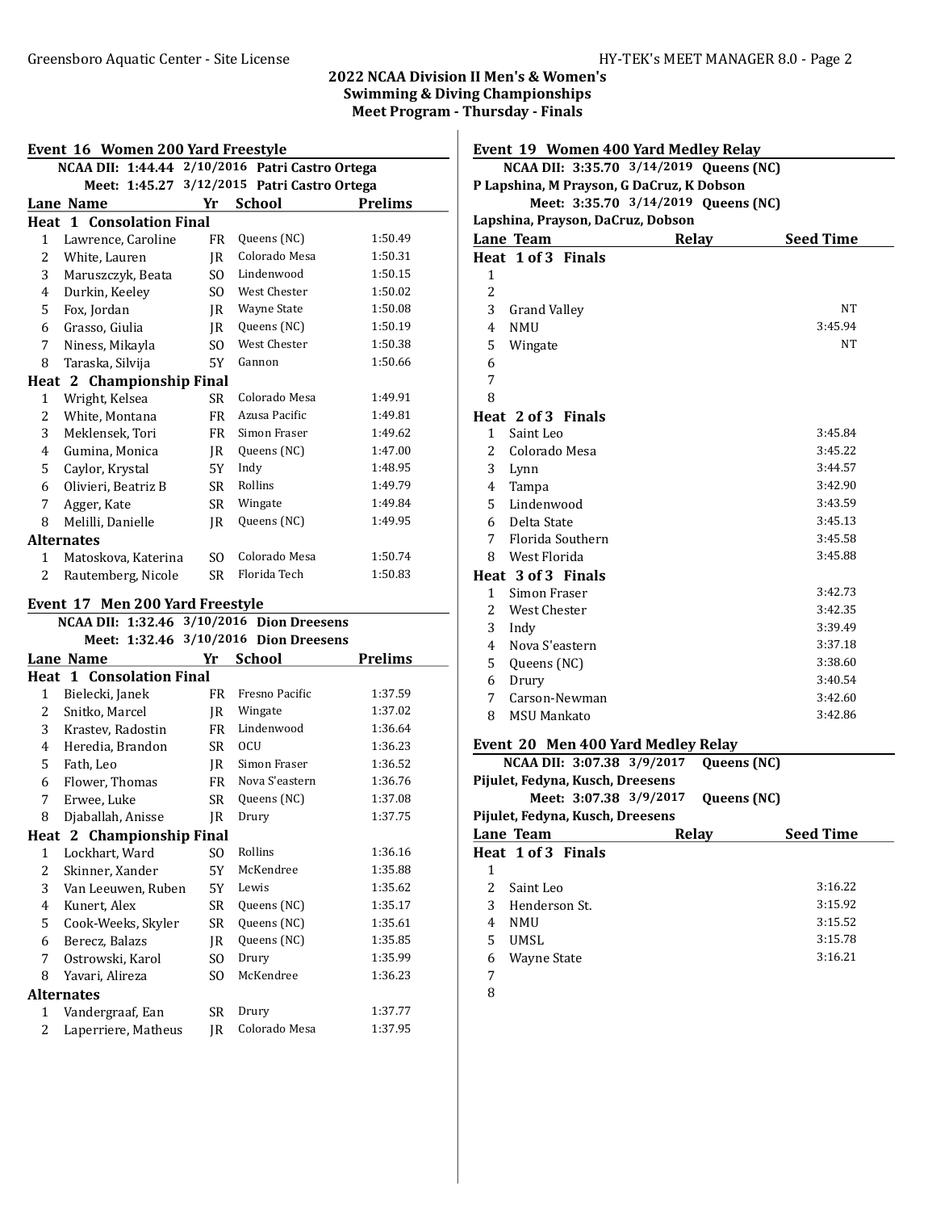# 2022 NCAA Division II Men's & Women's Swimming & Diving Championships

## Meet Program - Thursday - Finals

### Event 16 Women 200 Yard Freestyle

NCAA DII: 1:44.44 2/10/2016 Patri Castro Ortega
Meet: 1:45.27 3/12/2015 Patri Castro Ortega

| Lane | Name | Yr | School | Prelims |
|---|---|---|---|---|
| **Heat 1 Consolation Final** | | | | |
| 1 | Lawrence, Caroline | FR | Queens (NC) | 1:50.49 |
| 2 | White, Lauren | JR | Colorado Mesa | 1:50.31 |
| 3 | Maruszczyk, Beata | SO | Lindenwood | 1:50.15 |
| 4 | Durkin, Keeley | SO | West Chester | 1:50.02 |
| 5 | Fox, Jordan | JR | Wayne State | 1:50.08 |
| 6 | Grasso, Giulia | JR | Queens (NC) | 1:50.19 |
| 7 | Niness, Mikayla | SO | West Chester | 1:50.38 |
| 8 | Taraska, Silvija | 5Y | Gannon | 1:50.66 |
| **Heat 2 Championship Final** | | | | |
| 1 | Wright, Kelsea | SR | Colorado Mesa | 1:49.91 |
| 2 | White, Montana | FR | Azusa Pacific | 1:49.81 |
| 3 | Meklensek, Tori | FR | Simon Fraser | 1:49.62 |
| 4 | Gumina, Monica | JR | Queens (NC) | 1:47.00 |
| 5 | Caylor, Krystal | 5Y | Indy | 1:48.95 |
| 6 | Olivieri, Beatriz B | SR | Rollins | 1:49.79 |
| 7 | Agger, Kate | SR | Wingate | 1:49.84 |
| 8 | Melilli, Danielle | JR | Queens (NC) | 1:49.95 |
| **Alternates** | | | | |
| 1 | Matoskova, Katerina | SO | Colorado Mesa | 1:50.74 |
| 2 | Rautemberg, Nicole | SR | Florida Tech | 1:50.83 |

### Event 17 Men 200 Yard Freestyle

NCAA DII: 1:32.46 3/10/2016 Dion Dreesens
Meet: 1:32.46 3/10/2016 Dion Dreesens

| Lane | Name | Yr | School | Prelims |
|---|---|---|---|---|
| **Heat 1 Consolation Final** | | | | |
| 1 | Bielecki, Janek | FR | Fresno Pacific | 1:37.59 |
| 2 | Snitko, Marcel | JR | Wingate | 1:37.02 |
| 3 | Krastev, Radostin | FR | Lindenwood | 1:36.64 |
| 4 | Heredia, Brandon | SR | OCU | 1:36.23 |
| 5 | Fath, Leo | JR | Simon Fraser | 1:36.52 |
| 6 | Flower, Thomas | FR | Nova S'eastern | 1:36.76 |
| 7 | Erwee, Luke | SR | Queens (NC) | 1:37.08 |
| 8 | Djaballah, Anisse | JR | Drury | 1:37.75 |
| **Heat 2 Championship Final** | | | | |
| 1 | Lockhart, Ward | SO | Rollins | 1:36.16 |
| 2 | Skinner, Xander | 5Y | McKendree | 1:35.88 |
| 3 | Van Leeuwen, Ruben | 5Y | Lewis | 1:35.62 |
| 4 | Kunert, Alex | SR | Queens (NC) | 1:35.17 |
| 5 | Cook-Weeks, Skyler | SR | Queens (NC) | 1:35.61 |
| 6 | Berecz, Balazs | JR | Queens (NC) | 1:35.85 |
| 7 | Ostrowski, Karol | SO | Drury | 1:35.99 |
| 8 | Yavari, Alireza | SO | McKendree | 1:36.23 |
| **Alternates** | | | | |
| 1 | Vandergraaf, Ean | SR | Drury | 1:37.77 |
| 2 | Laperriere, Matheus | JR | Colorado Mesa | 1:37.95 |

### Event 19 Women 400 Yard Medley Relay

NCAA DII: 3:35.70 3/14/2019 Queens (NC)
P Lapshina, M Prayson, G DaCruz, K Dobson
Meet: 3:35.70 3/14/2019 Queens (NC)
Lapshina, Prayson, DaCruz, Dobson

| Lane | Team | Relay | Seed Time |
|---|---|---|---|
| **Heat 1 of 3 Finals** | | | |
| 1 | | | |
| 2 | | | |
| 3 | Grand Valley | | NT |
| 4 | NMU | | 3:45.94 |
| 5 | Wingate | | NT |
| 6 | | | |
| 7 | | | |
| 8 | | | |
| **Heat 2 of 3 Finals** | | | |
| 1 | Saint Leo | | 3:45.84 |
| 2 | Colorado Mesa | | 3:45.22 |
| 3 | Lynn | | 3:44.57 |
| 4 | Tampa | | 3:42.90 |
| 5 | Lindenwood | | 3:43.59 |
| 6 | Delta State | | 3:45.13 |
| 7 | Florida Southern | | 3:45.58 |
| 8 | West Florida | | 3:45.88 |
| **Heat 3 of 3 Finals** | | | |
| 1 | Simon Fraser | | 3:42.73 |
| 2 | West Chester | | 3:42.35 |
| 3 | Indy | | 3:39.49 |
| 4 | Nova S'eastern | | 3:37.18 |
| 5 | Queens (NC) | | 3:38.60 |
| 6 | Drury | | 3:40.54 |
| 7 | Carson-Newman | | 3:42.60 |
| 8 | MSU Mankato | | 3:42.86 |

### Event 20 Men 400 Yard Medley Relay

NCAA DII: 3:07.38 3/9/2017 Queens (NC)
Pijulet, Fedyna, Kusch, Dreesens
Meet: 3:07.38 3/9/2017 Queens (NC)
Pijulet, Fedyna, Kusch, Dreesens

| Lane | Team | Relay | Seed Time |
|---|---|---|---|
| **Heat 1 of 3 Finals** | | | |
| 1 | | | |
| 2 | Saint Leo | | 3:16.22 |
| 3 | Henderson St. | | 3:15.92 |
| 4 | NMU | | 3:15.52 |
| 5 | UMSL | | 3:15.78 |
| 6 | Wayne State | | 3:16.21 |
| 7 | | | |
| 8 | | | |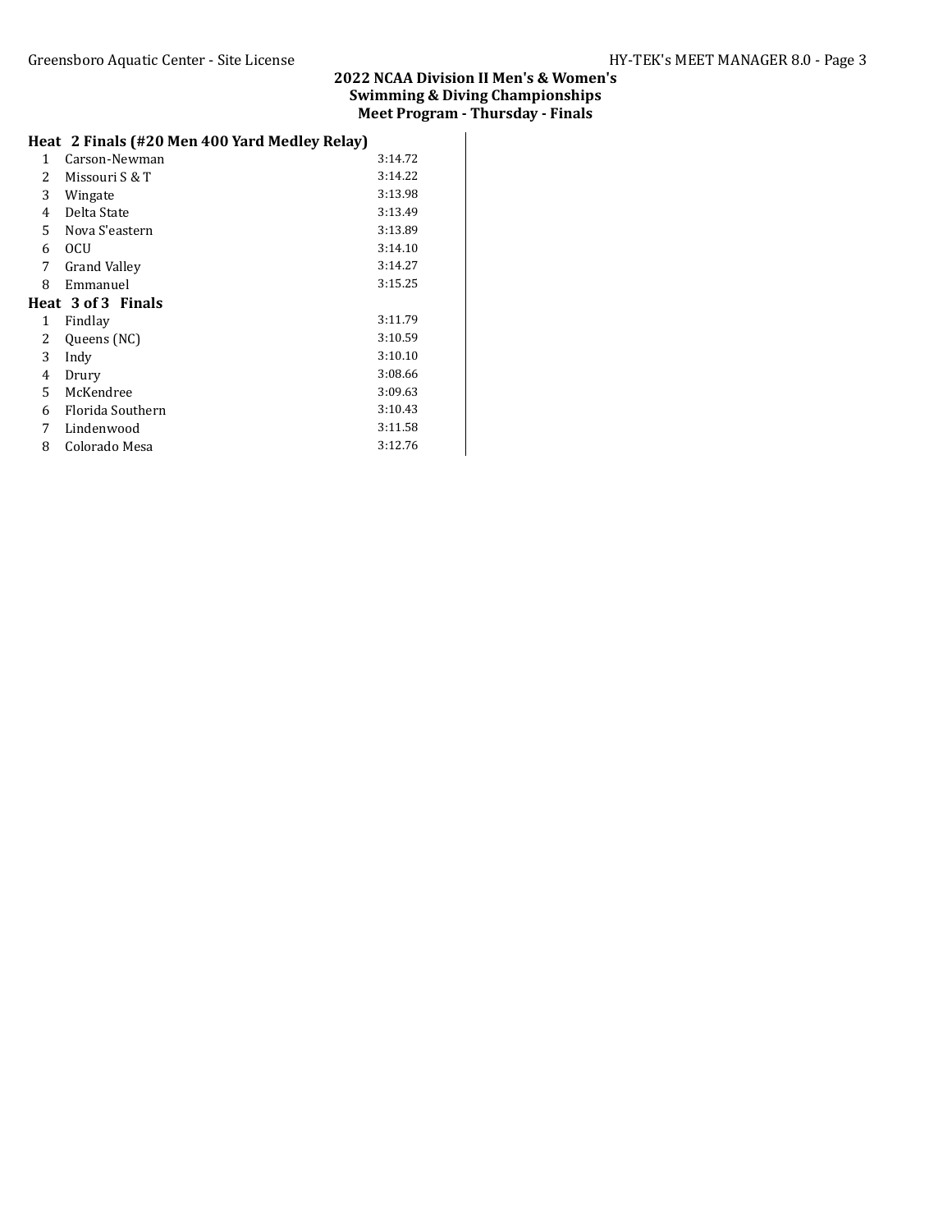### Heat 2 Finals (#20 Men 400 Yard Medley Relay)

| | | |
|---|---|---|
| 1 | Carson-Newman | 3:14.72 |
| 2 | Missouri S & T | 3:14.22 |
| 3 | Wingate | 3:13.98 |
| 4 | Delta State | 3:13.49 |
| 5 | Nova S'eastern | 3:13.89 |
| 6 | OCU | 3:14.10 |
| 7 | Grand Valley | 3:14.27 |
| 8 | Emmanuel | 3:15.25 |

### Heat 3 of 3 Finals

| | | |
|---|---|---|
| 1 | Findlay | 3:11.79 |
| 2 | Queens (NC) | 3:10.59 |
| 3 | Indy | 3:10.10 |
| 4 | Drury | 3:08.66 |
| 5 | McKendree | 3:09.63 |
| 6 | Florida Southern | 3:10.43 |
| 7 | Lindenwood | 3:11.58 |
| 8 | Colorado Mesa | 3:12.76 |